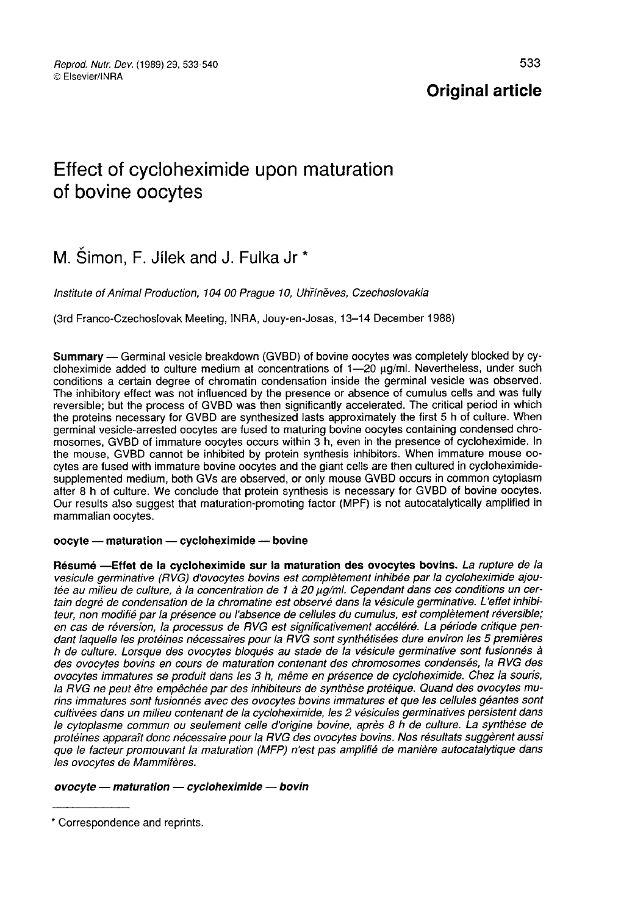**Original article**

# Effect of cycloheximide upon maturation of bovine oocytes

M. Šimon, F. Jílek and J. Fulka Jr *

*Institute of Animal Production, 104 00 Prague 10, Uhříněves, Czechoslovakia*

(3rd Franco-Czechoslovak Meeting, INRA, Jouy-en-Josas, 13–14 December 1988)

**Summary** — Germinal vesicle breakdown (GVBD) of bovine oocytes was completely blocked by cycloheximide added to culture medium at concentrations of 1—20 μg/ml. Nevertheless, under such conditions a certain degree of chromatin condensation inside the germinal vesicle was observed. The inhibitory effect was not influenced by the presence or absence of cumulus cells and was fully reversible; but the process of GVBD was then significantly accelerated. The critical period in which the proteins necessary for GVBD are synthesized lasts approximately the first 5 h of culture. When germinal vesicle-arrested oocytes are fused to maturing bovine oocytes containing condensed chromosomes, GVBD of immature oocytes occurs within 3 h, even in the presence of cycloheximide. In the mouse, GVBD cannot be inhibited by protein synthesis inhibitors. When immature mouse oocytes are fused with immature bovine oocytes and the giant cells are then cultured in cycloheximide-supplemented medium, both GVs are observed, or only mouse GVBD occurs in common cytoplasm after 8 h of culture. We conclude that protein synthesis is necessary for GVBD of bovine oocytes. Our results also suggest that maturation-promoting factor (MPF) is not autocatalytically amplified in mammalian oocytes.

**oocyte — maturation — cycloheximide — bovine**

**Résumé —Effet de la cycloheximide sur la maturation des ovocytes bovins.** *La rupture de la vesicule germinative (RVG) d'ovocytes bovins est complètement inhibée par la cycloheximide ajoutée au milieu de culture, à la concentration de 1 à 20 μg/ml. Cependant dans ces conditions un certain degré de condensation de la chromatine est observé dans la vésicule germinative. L'effet inhibiteur, non modifié par la présence ou l'absence de cellules du cumulus, est complètement réversible; en cas de réversion, la processus de RVG est significativement accéléré. La période critique pendant laquelle les protéines nécessaires pour la RVG sont synthétisées dure environ les 5 premières h de culture. Lorsque des ovocytes bloqués au stade de la vésicule germinative sont fusionnés à des ovocytes bovins en cours de maturation contenant des chromosomes condensés, la RVG des ovocytes immatures se produit dans les 3 h, même en présence de cycloheximide. Chez la souris, la RVG ne peut être empêchée par des inhibiteurs de synthèse protéique. Quand des ovocytes murins immatures sont fusionnés avec des ovocytes bovins immatures et que les cellules géantes sont cultivées dans un milieu contenant de la cycloheximide, les 2 vésicules germinatives persistent dans le cytoplasme commun ou seulement celle d'origine bovine, après 8 h de culture. La synthèse de protéines apparaît donc nécessaire pour la RVG des ovocytes bovins. Nos résultats suggèrent aussi que le facteur promouvant la maturation (MFP) n'est pas amplifié de manière autocatalytique dans les ovocytes de Mammifères.*

***ovocyte — maturation — cycloheximide — bovin***

* Correspondence and reprints.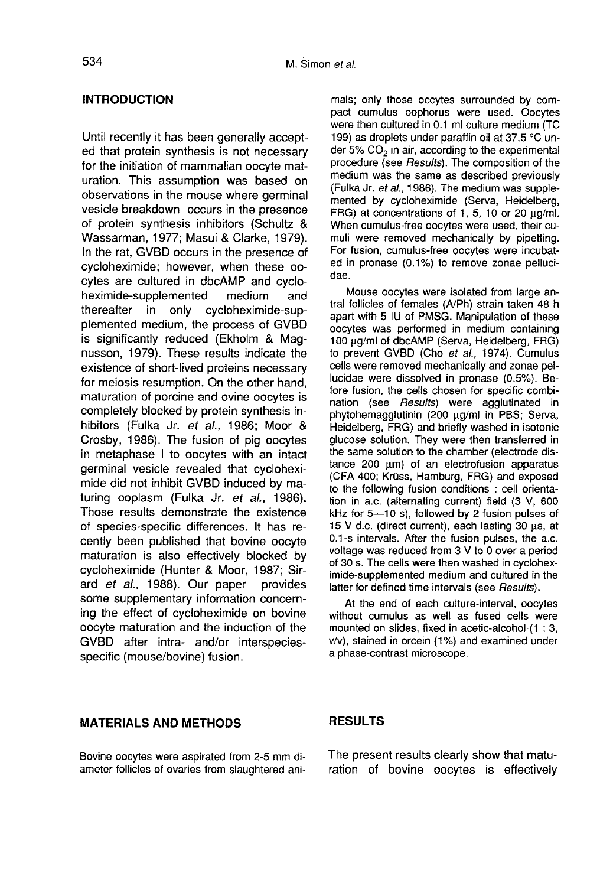## INTRODUCTION

Until recently it has been generally accepted that protein synthesis is not necessary for the initiation of mammalian oocyte maturation. This assumption was based on observations in the mouse where germinal vesicle breakdown occurs in the presence of protein synthesis inhibitors (Schultz & Wassarman, 1977; Masui & Clarke, 1979). In the rat, GVBD occurs in the presence of cycloheximide; however, when these oocytes are cultured in dbcAMP and cycloheximide-supplemented medium and thereafter in only cycloheximide-supplemented medium, the process of GVBD is significantly reduced (Ekholm & Magnusson, 1979). These results indicate the existence of short-lived proteins necessary for meiosis resumption. On the other hand, maturation of porcine and ovine oocytes is completely blocked by protein synthesis inhibitors (Fulka Jr. *et al.*, 1986; Moor & Crosby, 1986). The fusion of pig oocytes in metaphase I to oocytes with an intact germinal vesicle revealed that cycloheximide did not inhibit GVBD induced by maturing ooplasm (Fulka Jr. *et al.*, 1986). Those results demonstrate the existence of species-specific differences. It has recently been published that bovine oocyte maturation is also effectively blocked by cycloheximide (Hunter & Moor, 1987; Sirard *et al.*, 1988). Our paper provides some supplementary information concerning the effect of cycloheximide on bovine oocyte maturation and the induction of the GVBD after intra- and/or interspecies-specific (mouse/bovine) fusion.

## MATERIALS AND METHODS

Bovine oocytes were aspirated from 2-5 mm diameter follicles of ovaries from slaughtered animals; only those occytes surrounded by compact cumulus oophorus were used. Oocytes were then cultured in 0.1 ml culture medium (TC 199) as droplets under paraffin oil at 37.5 °C under 5% $CO_2$ in air, according to the experimental procedure (see *Results*). The composition of the medium was the same as described previously (Fulka Jr. *et al.*, 1986). The medium was supplemented by cycloheximide (Serva, Heidelberg, FRG) at concentrations of 1, 5, 10 or 20 μg/ml. When cumulus-free oocytes were used, their cumuli were removed mechanically by pipetting. For fusion, cumulus-free oocytes were incubated in pronase (0.1%) to remove zonae pellucidae.

Mouse oocytes were isolated from large antral follicles of females (A/Ph) strain taken 48 h apart with 5 IU of PMSG. Manipulation of these oocytes was performed in medium containing 100 μg/ml of dbcAMP (Serva, Heidelberg, FRG) to prevent GVBD (Cho *et al.*, 1974). Cumulus cells were removed mechanically and zonae pellucidae were dissolved in pronase (0.5%). Before fusion, the cells chosen for specific combination (see *Results*) were agglutinated in phytohemagglutinin (200 μg/ml in PBS; Serva, Heidelberg, FRG) and briefly washed in isotonic glucose solution. They were then transferred in the same solution to the chamber (electrode distance 200 μm) of an electrofusion apparatus (CFA 400; Krüss, Hamburg, FRG) and exposed to the following fusion conditions : cell orientation in a.c. (alternating current) field (3 V, 600 kHz for 5—10 s), followed by 2 fusion pulses of 15 V d.c. (direct current), each lasting 30 μs, at 0.1-s intervals. After the fusion pulses, the a.c. voltage was reduced from 3 V to 0 over a period of 30 s. The cells were then washed in cycloheximide-supplemented medium and cultured in the latter for defined time intervals (see *Results*).

At the end of each culture-interval, oocytes without cumulus as well as fused cells were mounted on slides, fixed in acetic-alcohol (1 : 3, v/v), stained in orcein (1%) and examined under a phase-contrast microscope.

## RESULTS

The present results clearly show that maturation of bovine oocytes is effectively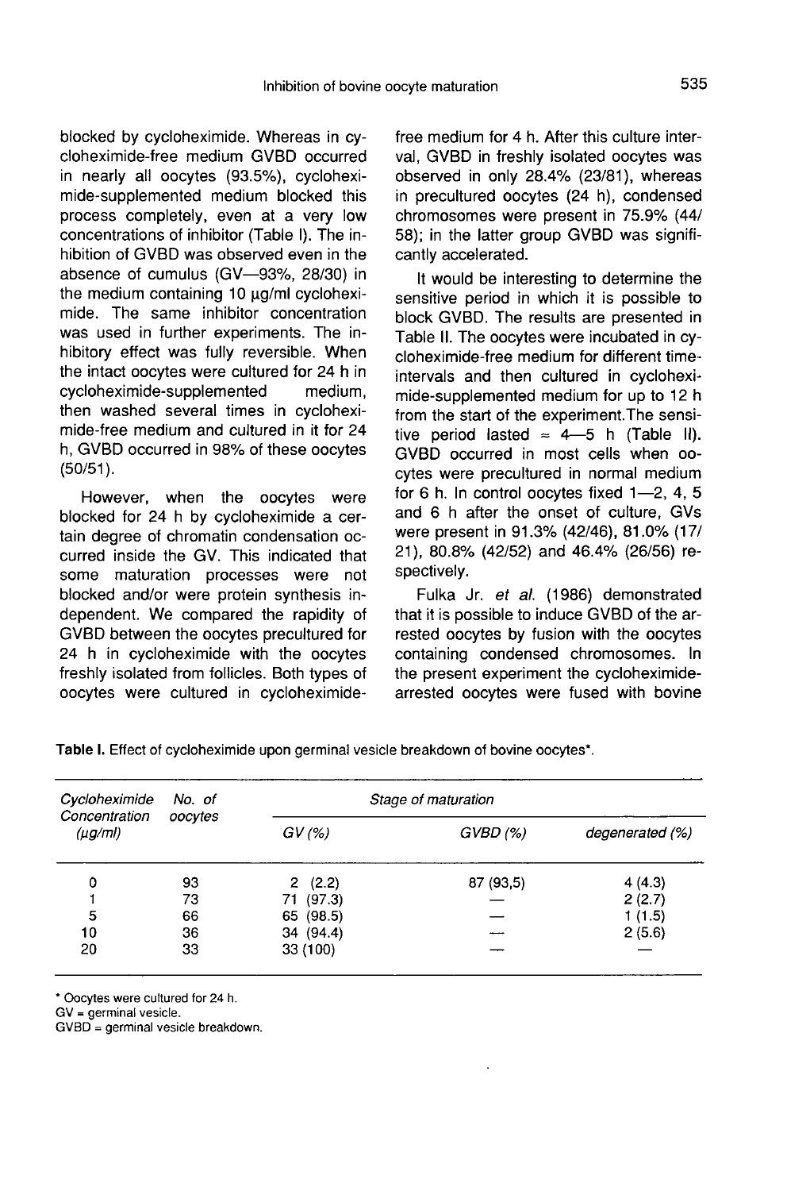blocked by cycloheximide. Whereas in cycloheximide-free medium GVBD occurred in nearly all oocytes (93.5%), cycloheximide-supplemented medium blocked this process completely, even at a very low concentrations of inhibitor (Table I). The inhibition of GVBD was observed even in the absence of cumulus (GV—93%, 28/30) in the medium containing 10 µg/ml cycloheximide. The same inhibitor concentration was used in further experiments. The inhibitory effect was fully reversible. When the intact oocytes were cultured for 24 h in cycloheximide-supplemented medium, then washed several times in cycloheximide-free medium and cultured in it for 24 h, GVBD occurred in 98% of these oocytes (50/51).

However, when the oocytes were blocked for 24 h by cycloheximide a certain degree of chromatin condensation occurred inside the GV. This indicated that some maturation processes were not blocked and/or were protein synthesis independent. We compared the rapidity of GVBD between the oocytes precultured for 24 h in cycloheximide with the oocytes freshly isolated from follicles. Both types of oocytes were cultured in cycloheximide-free medium for 4 h. After this culture interval, GVBD in freshly isolated oocytes was observed in only 28.4% (23/81), whereas in precultured oocytes (24 h), condensed chromosomes were present in 75.9% (44/58); in the latter group GVBD was significantly accelerated.

It would be interesting to determine the sensitive period in which it is possible to block GVBD. The results are presented in Table II. The oocytes were incubated in cycloheximide-free medium for different time-intervals and then cultured in cycloheximide-supplemented medium for up to 12 h from the start of the experiment. The sensitive period lasted ≈ 4—5 h (Table II). GVBD occurred in most cells when oocytes were precultured in normal medium for 6 h. In control oocytes fixed 1—2, 4, 5 and 6 h after the onset of culture, GVs were present in 91.3% (42/46), 81.0% (17/21), 80.8% (42/52) and 46.4% (26/56) respectively.

Fulka Jr. *et al.* (1986) demonstrated that it is possible to induce GVBD of the arrested oocytes by fusion with the oocytes containing condensed chromosomes. In the present experiment the cycloheximide-arrested oocytes were fused with bovine

**Table I.** Effect of cycloheximide upon germinal vesicle breakdown of bovine oocytes*.

| Cycloheximide Concentration (µg/ml) | No. of oocytes | Stage of maturation | | |
|---|---|---|---|---|
| | | GV (%) | GVBD (%) | degenerated (%) |
| 0 | 93 | 2 (2.2) | 87 (93,5) | 4 (4.3) |
| 1 | 73 | 71 (97.3) | — | 2 (2.7) |
| 5 | 66 | 65 (98.5) | — | 1 (1.5) |
| 10 | 36 | 34 (94.4) | — | 2 (5.6) |
| 20 | 33 | 33 (100) | — | — |

\* Oocytes were cultured for 24 h.
GV = germinal vesicle.
GVBD = germinal vesicle breakdown.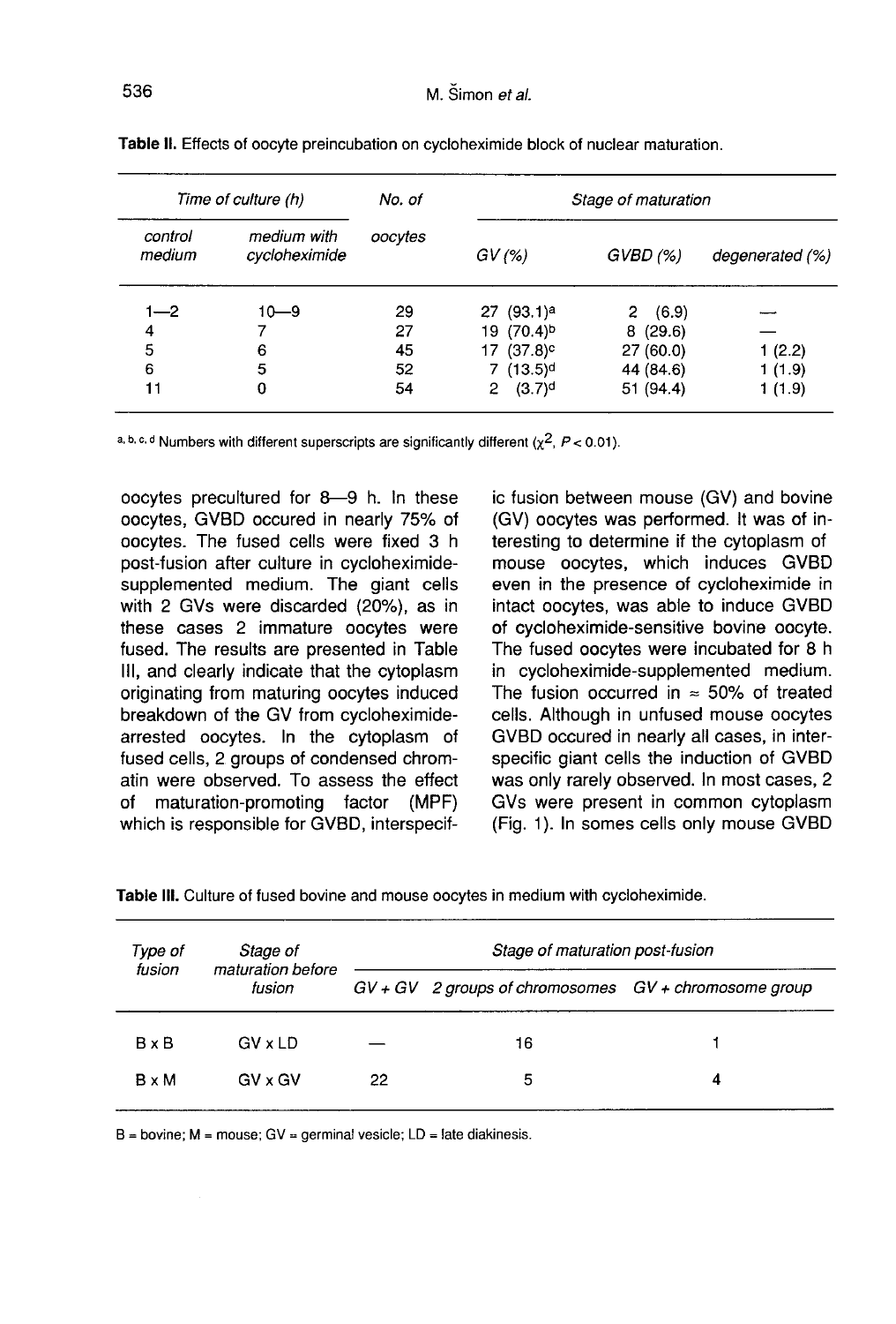**Table II.** Effects of oocyte preincubation on cycloheximide block of nuclear maturation.

| Time of culture (h) | | No. of oocytes | Stage of maturation | | |
|---|---|---|---|---|---|
| control medium | medium with cycloheximide | | GV (%) | GVBD (%) | degenerated (%) |
| 1—2 | 10—9 | 29 | 27 (93.1)[a] | 2 (6.9) | — |
| 4 | 7 | 27 | 19 (70.4)[b] | 8 (29.6) | — |
| 5 | 6 | 45 | 17 (37.8)[c] | 27 (60.0) | 1 (2.2) |
| 6 | 5 | 52 | 7 (13.5)[d] | 44 (84.6) | 1 (1.9) |
| 11 | 0 | 54 | 2 (3.7)[d] | 51 (94.4) | 1 (1.9) |

[a, b, c, d] Numbers with different superscripts are significantly different ($\chi^2$, $P < 0.01$).

oocytes precultured for 8—9 h. In these oocytes, GVBD occured in nearly 75% of oocytes. The fused cells were fixed 3 h post-fusion after culture in cycloheximide-supplemented medium. The giant cells with 2 GVs were discarded (20%), as in these cases 2 immature oocytes were fused. The results are presented in Table III, and clearly indicate that the cytoplasm originating from maturing oocytes induced breakdown of the GV from cycloheximide-arrested oocytes. In the cytoplasm of fused cells, 2 groups of condensed chromatin were observed. To assess the effect of maturation-promoting factor (MPF) which is responsible for GVBD, interspecific fusion between mouse (GV) and bovine (GV) oocytes was performed. It was of interesting to determine if the cytoplasm of mouse oocytes, which induces GVBD even in the presence of cycloheximide in intact oocytes, was able to induce GVBD of cycloheximide-sensitive bovine oocyte. The fused oocytes were incubated for 8 h in cycloheximide-supplemented medium. The fusion occurred in ≈ 50% of treated cells. Although in unfused mouse oocytes GVBD occured in nearly all cases, in interspecific giant cells the induction of GVBD was only rarely observed. In most cases, 2 GVs were present in common cytoplasm (Fig. 1). In somes cells only mouse GVBD

**Table III.** Culture of fused bovine and mouse oocytes in medium with cycloheximide.

| Type of fusion | Stage of maturation before fusion | Stage of maturation post-fusion | | |
|---|---|---|---|---|
| | | GV + GV | 2 groups of chromosomes | GV + chromosome group |
| B x B | GV x LD | — | 16 | 1 |
| B x M | GV x GV | 22 | 5 | 4 |

B = bovine; M = mouse; GV = germinal vesicle; LD = late diakinesis.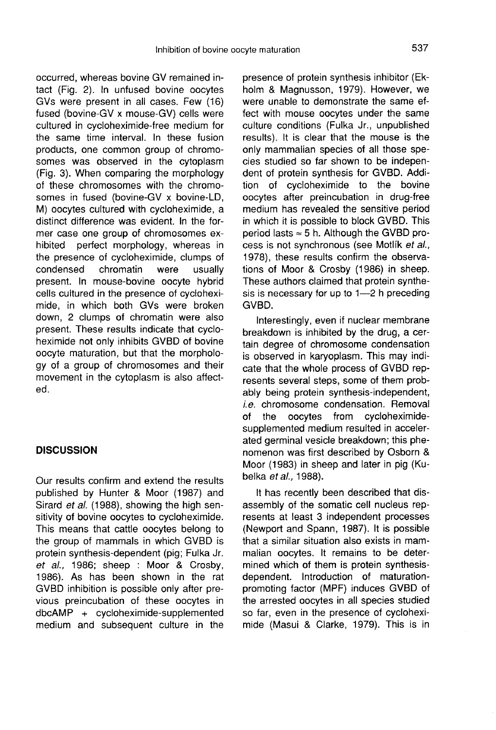occurred, whereas bovine GV remained intact (Fig. 2). In unfused bovine oocytes GVs were present in all cases. Few (16) fused (bovine-GV x mouse-GV) cells were cultured in cycloheximide-free medium for the same time interval. In these fusion products, one common group of chromosomes was observed in the cytoplasm (Fig. 3). When comparing the morphology of these chromosomes with the chromosomes in fused (bovine-GV x bovine-LD, M) oocytes cultured with cycloheximide, a distinct difference was evident. In the former case one group of chromosomes exhibited perfect morphology, whereas in the presence of cycloheximide, clumps of condensed chromatin were usually present. In mouse-bovine oocyte hybrid cells cultured in the presence of cycloheximide, in which both GVs were broken down, 2 clumps of chromatin were also present. These results indicate that cycloheximide not only inhibits GVBD of bovine oocyte maturation, but that the morphology of a group of chromosomes and their movement in the cytoplasm is also affected.

## DISCUSSION

Our results confirm and extend the results published by Hunter & Moor (1987) and Sirard *et al.* (1988), showing the high sensitivity of bovine oocytes to cycloheximide. This means that cattle oocytes belong to the group of mammals in which GVBD is protein synthesis-dependent (pig; Fulka Jr. *et al.*, 1986; sheep : Moor & Crosby, 1986). As has been shown in the rat GVBD inhibition is possible only after previous preincubation of these oocytes in dbcAMP + cycloheximide-supplemented medium and subsequent culture in the presence of protein synthesis inhibitor (Ekholm & Magnusson, 1979). However, we were unable to demonstrate the same effect with mouse oocytes under the same culture conditions (Fulka Jr., unpublished results). It is clear that the mouse is the only mammalian species of all those species studied so far shown to be independent of protein synthesis for GVBD. Addition of cycloheximide to the bovine oocytes after preincubation in drug-free medium has revealed the sensitive period in which it is possible to block GVBD. This period lasts $\approx$ 5 h. Although the GVBD process is not synchronous (see Motlík *et al.*, 1978), these results confirm the observations of Moor & Crosby (1986) in sheep. These authors claimed that protein synthesis is necessary for up to 1—2 h preceding GVBD.

Interestingly, even if nuclear membrane breakdown is inhibited by the drug, a certain degree of chromosome condensation is observed in karyoplasm. This may indicate that the whole process of GVBD represents several steps, some of them probably being protein synthesis-independent, *i.e.* chromosome condensation. Removal of the oocytes from cycloheximide-supplemented medium resulted in accelerated germinal vesicle breakdown; this phenomenon was first described by Osborn & Moor (1983) in sheep and later in pig (Kubelka *et al.*, 1988).

It has recently been described that disassembly of the somatic cell nucleus represents at least 3 independent processes (Newport and Spann, 1987). It is possible that a similar situation also exists in mammalian oocytes. It remains to be determined which of them is protein synthesis-dependent. Introduction of maturation-promoting factor (MPF) induces GVBD of the arrested oocytes in all species studied so far, even in the presence of cycloheximide (Masui & Clarke, 1979). This is in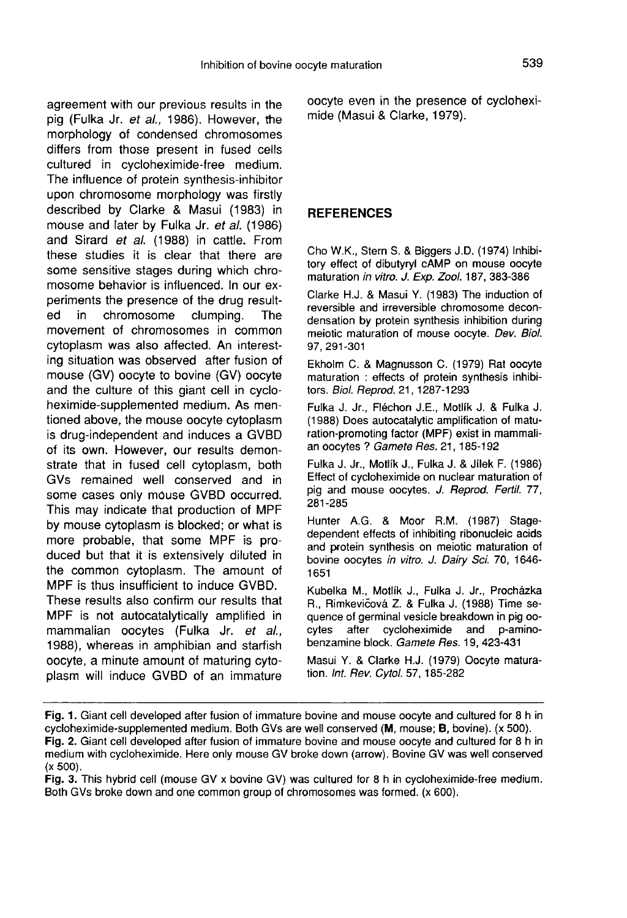agreement with our previous results in the pig (Fulka Jr. *et al.,* 1986). However, the morphology of condensed chromosomes differs from those present in fused cells cultured in cycloheximide-free medium. The influence of protein synthesis-inhibitor upon chromosome morphology was firstly described by Clarke & Masui (1983) in mouse and later by Fulka Jr. *et al.* (1986) and Sirard *et al.* (1988) in cattle. From these studies it is clear that there are some sensitive stages during which chromosome behavior is influenced. In our experiments the presence of the drug resulted in chromosome clumping. The movement of chromosomes in common cytoplasm was also affected. An interesting situation was observed after fusion of mouse (GV) oocyte to bovine (GV) oocyte and the culture of this giant cell in cycloheximide-supplemented medium. As mentioned above, the mouse oocyte cytoplasm is drug-independent and induces a GVBD of its own. However, our results demonstrate that in fused cell cytoplasm, both GVs remained well conserved and in some cases only mouse GVBD occurred. This may indicate that production of MPF by mouse cytoplasm is blocked; or what is more probable, that some MPF is produced but that it is extensively diluted in the common cytoplasm. The amount of MPF is thus insufficient to induce GVBD.

These results also confirm our results that MPF is not autocatalytically amplified in mammalian oocytes (Fulka Jr. *et al.,* 1988), whereas in amphibian and starfish oocyte, a minute amount of maturing cytoplasm will induce GVBD of an immature oocyte even in the presence of cycloheximide (Masui & Clarke, 1979).

## REFERENCES

Cho W.K., Stern S. & Biggers J.D. (1974) Inhibitory effect of dibutyryl cAMP on mouse oocyte maturation *in vitro*. *J. Exp. Zool.* 187, 383-386

Clarke H.J. & Masui Y. (1983) The induction of reversible and irreversible chromosome decondensation by protein synthesis inhibition during meiotic maturation of mouse oocyte. *Dev. Biol.* 97, 291-301

Ekholm C. & Magnusson C. (1979) Rat oocyte maturation : effects of protein synthesis inhibitors. *Biol. Reprod.* 21, 1287-1293

Fulka J. Jr., Fléchon J.E., Motlík J. & Fulka J. (1988) Does autocatalytic amplification of maturation-promoting factor (MPF) exist in mammalian oocytes ? *Gamete Res.* 21, 185-192

Fulka J. Jr., Motlík J., Fulka J. & Jílek F. (1986) Effect of cycloheximide on nuclear maturation of pig and mouse oocytes. *J. Reprod. Fertil.* 77, 281-285

Hunter A.G. & Moor R.M. (1987) Stage-dependent effects of inhibiting ribonucleic acids and protein synthesis on meiotic maturation of bovine oocytes *in vitro*. *J. Dairy Sci.* 70, 1646-1651

Kubelka M., Motlík J., Fulka J. Jr., Procházka R., Rimkevičová Z. & Fulka J. (1988) Time sequence of germinal vesicle breakdown in pig oocytes after cycloheximide and p-aminobenzamine block. *Gamete Res.* 19, 423-431

Masui Y. & Clarke H.J. (1979) Oocyte maturation. *Int. Rev. Cytol.* 57, 185-282

**Fig. 1.** Giant cell developed after fusion of immature bovine and mouse oocyte and cultured for 8 h in cycloheximide-supplemented medium. Both GVs are well conserved (**M**, mouse; **B**, bovine). (x 500).

**Fig. 2.** Giant cell developed after fusion of immature bovine and mouse oocyte and cultured for 8 h in medium with cycloheximide. Here only mouse GV broke down (arrow). Bovine GV was well conserved (x 500).

**Fig. 3.** This hybrid cell (mouse GV x bovine GV) was cultured for 8 h in cycloheximide-free medium. Both GVs broke down and one common group of chromosomes was formed. (x 600).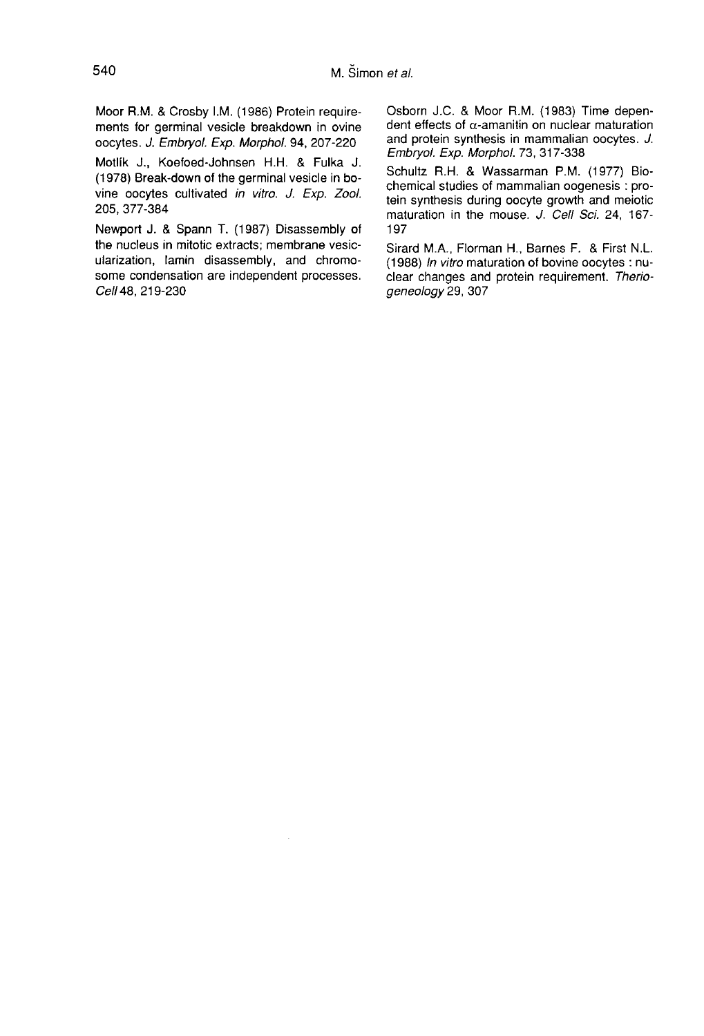Moor R.M. & Crosby I.M. (1986) Protein requirements for germinal vesicle breakdown in ovine oocytes. *J. Embryol. Exp. Morphol.* **94**, 207-220

Motlík J., Koefoed-Johnsen H.H. & Fulka J. (1978) Break-down of the germinal vesicle in bovine oocytes cultivated *in vitro*. *J. Exp. Zool.* 205, 377-384

Newport J. & Spann T. (1987) Disassembly of the nucleus in mitotic extracts; membrane vesicularization, lamin disassembly, and chromosome condensation are independent processes. *Cell* 48, 219-230

Osborn J.C. & Moor R.M. (1983) Time dependent effects of α-amanitin on nuclear maturation and protein synthesis in mammalian oocytes. *J. Embryol. Exp. Morphol.* 73, 317-338

Schultz R.H. & Wassarman P.M. (1977) Biochemical studies of mammalian oogenesis : protein synthesis during oocyte growth and meiotic maturation in the mouse. *J. Cell Sci.* 24, 167-197

Sirard M.A., Florman H., Barnes F. & First N.L. (1988) *In vitro* maturation of bovine oocytes : nuclear changes and protein requirement. *Theriogeneology* 29, 307